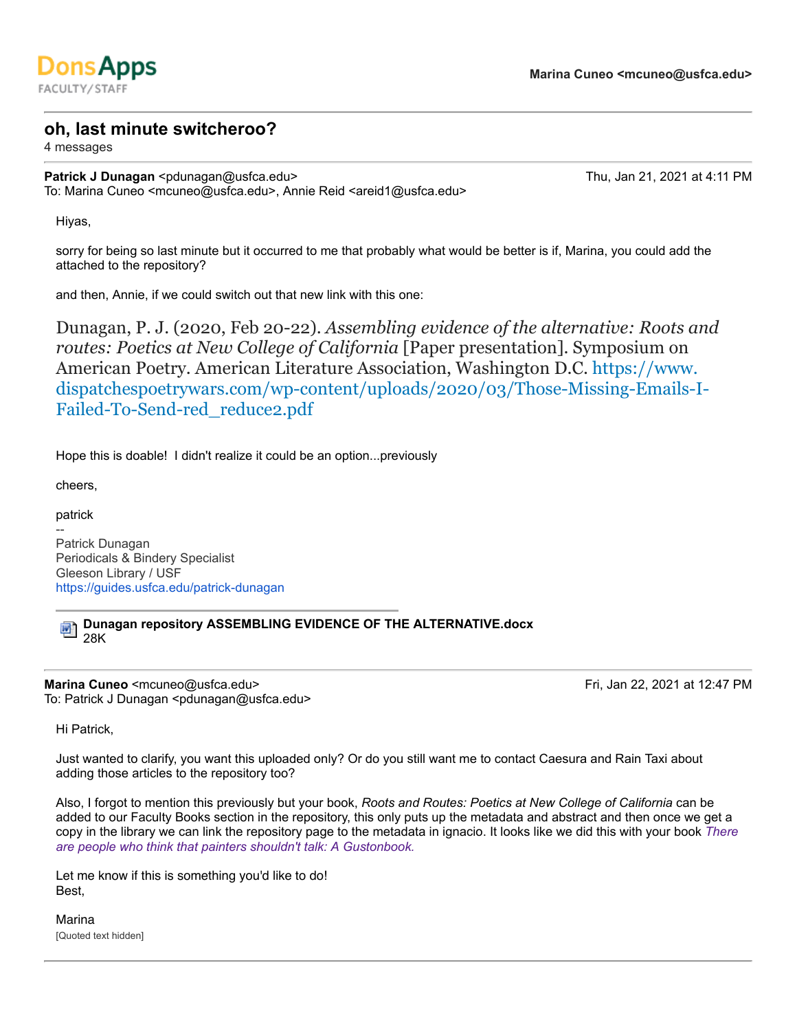**DonsApps**
FACULTY/STAFF

**Marina Cuneo <mcuneo@usfca.edu>**

## oh, last minute switcheroo?

4 messages

---

**Patrick J Dunagan** <pdunagan@usfca.edu> Thu, Jan 21, 2021 at 4:11 PM
To: Marina Cuneo <mcuneo@usfca.edu>, Annie Reid <areid1@usfca.edu>

Hiyas,

sorry for being so last minute but it occurred to me that probably what would be better is if, Marina, you could add the attached to the repository?

and then, Annie, if we could switch out that new link with this one:

Dunagan, P. J. (2020, Feb 20-22). *Assembling evidence of the alternative: Roots and routes: Poetics at New College of California* [Paper presentation]. Symposium on American Poetry. American Literature Association, Washington D.C. https://www.dispatchespoetrywars.com/wp-content/uploads/2020/03/Those-Missing-Emails-I-Failed-To-Send-red_reduce2.pdf

Hope this is doable! I didn't realize it could be an option...previously

cheers,

patrick

--
Patrick Dunagan
Periodicals & Bindery Specialist
Gleeson Library / USF
https://guides.usfca.edu/patrick-dunagan

**Dunagan repository ASSEMBLING EVIDENCE OF THE ALTERNATIVE.docx**
28K

---

**Marina Cuneo** <mcuneo@usfca.edu> Fri, Jan 22, 2021 at 12:47 PM
To: Patrick J Dunagan <pdunagan@usfca.edu>

Hi Patrick,

Just wanted to clarify, you want this uploaded only? Or do you still want me to contact Caesura and Rain Taxi about adding those articles to the repository too?

Also, I forgot to mention this previously but your book, *Roots and Routes: Poetics at New College of California* can be added to our Faculty Books section in the repository, this only puts up the metadata and abstract and then once we get a copy in the library we can link the repository page to the metadata in ignacio. It looks like we did this with your book *There are people who think that painters shouldn't talk: A Gustonbook.*

Let me know if this is something you'd like to do!
Best,

Marina

[Quoted text hidden]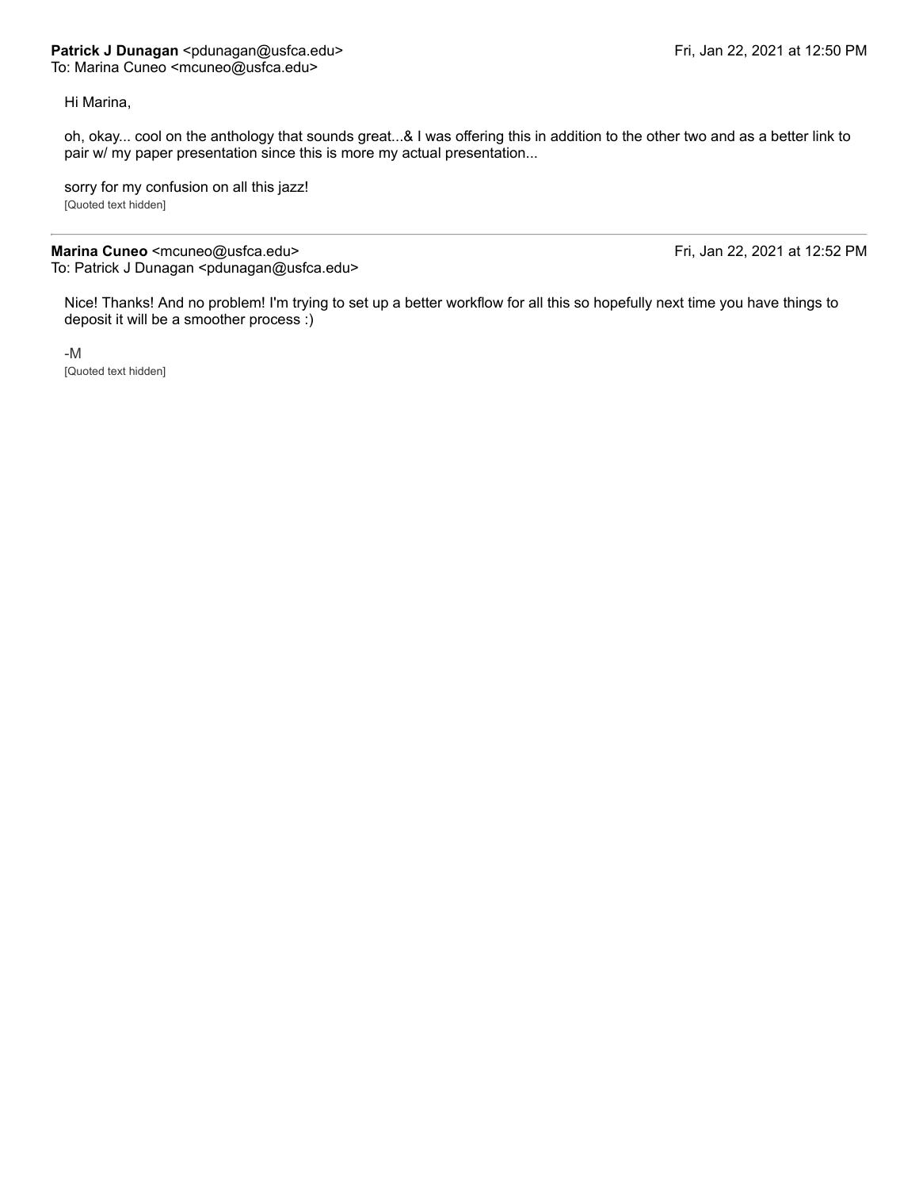**Patrick J Dunagan** <pdunagan@usfca.edu>
To: Marina Cuneo <mcuneo@usfca.edu>

Fri, Jan 22, 2021 at 12:50 PM

Hi Marina,

oh, okay... cool on the anthology that sounds great...& I was offering this in addition to the other two and as a better link to pair w/ my paper presentation since this is more my actual presentation...

sorry for my confusion on all this jazz!

[Quoted text hidden]

---

**Marina Cuneo** <mcuneo@usfca.edu>
To: Patrick J Dunagan <pdunagan@usfca.edu>

Fri, Jan 22, 2021 at 12:52 PM

Nice! Thanks! And no problem! I'm trying to set up a better workflow for all this so hopefully next time you have things to deposit it will be a smoother process :)

-M

[Quoted text hidden]